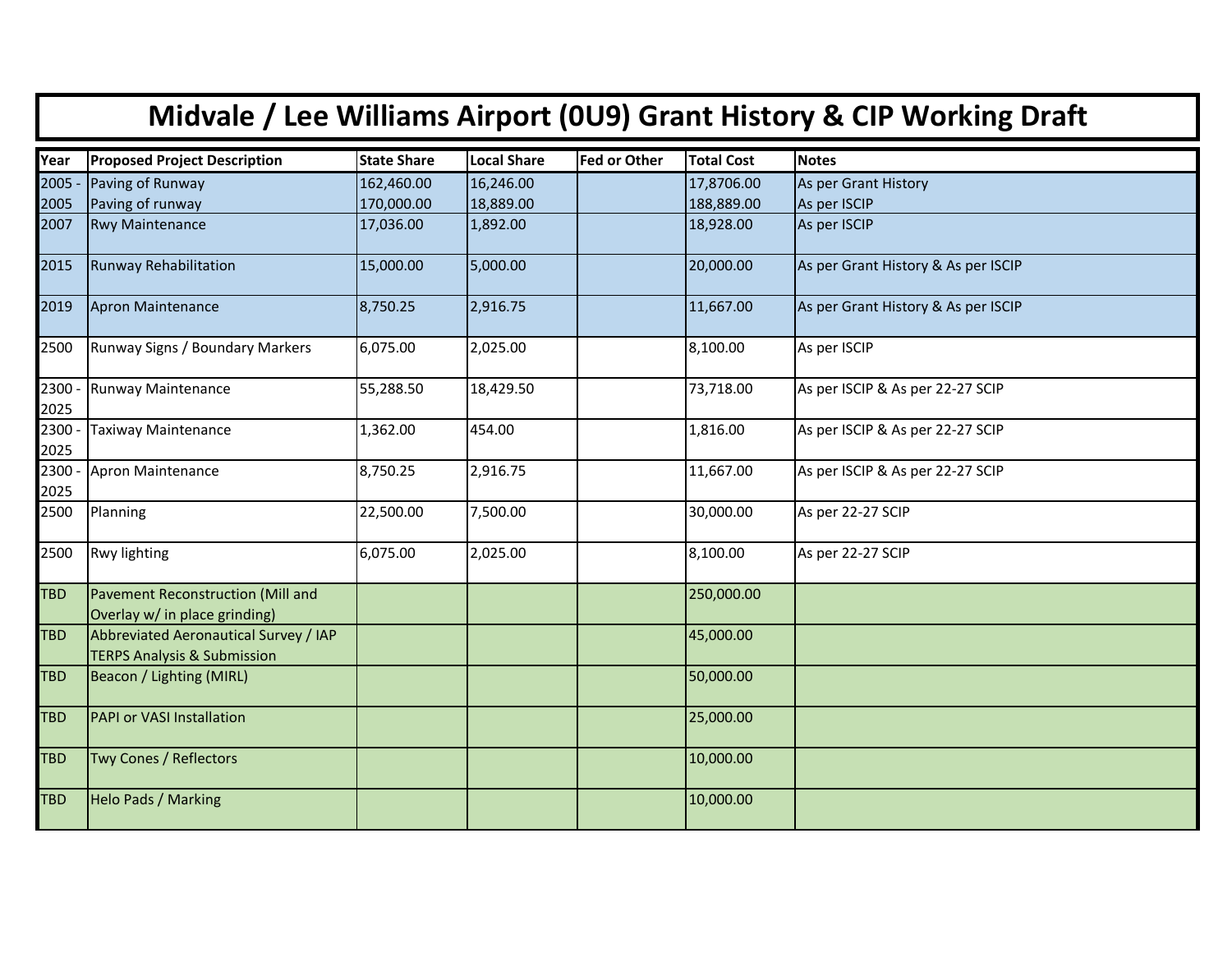# Midvale / Lee Williams Airport (0U9) Grant History & CIP Working Draft

| Year | Proposed Project Description | State Share | Local Share | Fed or Other | Total Cost | Notes |
|---|---|---|---|---|---|---|
| 2005 - | Paving of Runway | 162,460.00 | 16,246.00 | | 17,8706.00 | As per Grant History |
| 2005 | Paving of runway | 170,000.00 | 18,889.00 | | 188,889.00 | As per ISCIP |
| 2007 | Rwy Maintenance | 17,036.00 | 1,892.00 | | 18,928.00 | As per ISCIP |
| 2015 | Runway Rehabilitation | 15,000.00 | 5,000.00 | | 20,000.00 | As per Grant History & As per ISCIP |
| 2019 | Apron Maintenance | 8,750.25 | 2,916.75 | | 11,667.00 | As per Grant History & As per ISCIP |
| 2500 | Runway Signs / Boundary Markers | 6,075.00 | 2,025.00 | | 8,100.00 | As per ISCIP |
| 2300 - 2025 | Runway Maintenance | 55,288.50 | 18,429.50 | | 73,718.00 | As per ISCIP & As per 22-27 SCIP |
| 2300 - 2025 | Taxiway Maintenance | 1,362.00 | 454.00 | | 1,816.00 | As per ISCIP & As per 22-27 SCIP |
| 2300 - 2025 | Apron Maintenance | 8,750.25 | 2,916.75 | | 11,667.00 | As per ISCIP & As per 22-27 SCIP |
| 2500 | Planning | 22,500.00 | 7,500.00 | | 30,000.00 | As per 22-27 SCIP |
| 2500 | Rwy lighting | 6,075.00 | 2,025.00 | | 8,100.00 | As per 22-27 SCIP |
| TBD | Pavement Reconstruction (Mill and Overlay w/ in place grinding) | | | | 250,000.00 | |
| TBD | Abbreviated Aeronautical Survey / IAP TERPS Analysis & Submission | | | | 45,000.00 | |
| TBD | Beacon / Lighting (MIRL) | | | | 50,000.00 | |
| TBD | PAPI or VASI Installation | | | | 25,000.00 | |
| TBD | Twy Cones / Reflectors | | | | 10,000.00 | |
| TBD | Helo Pads / Marking | | | | 10,000.00 | |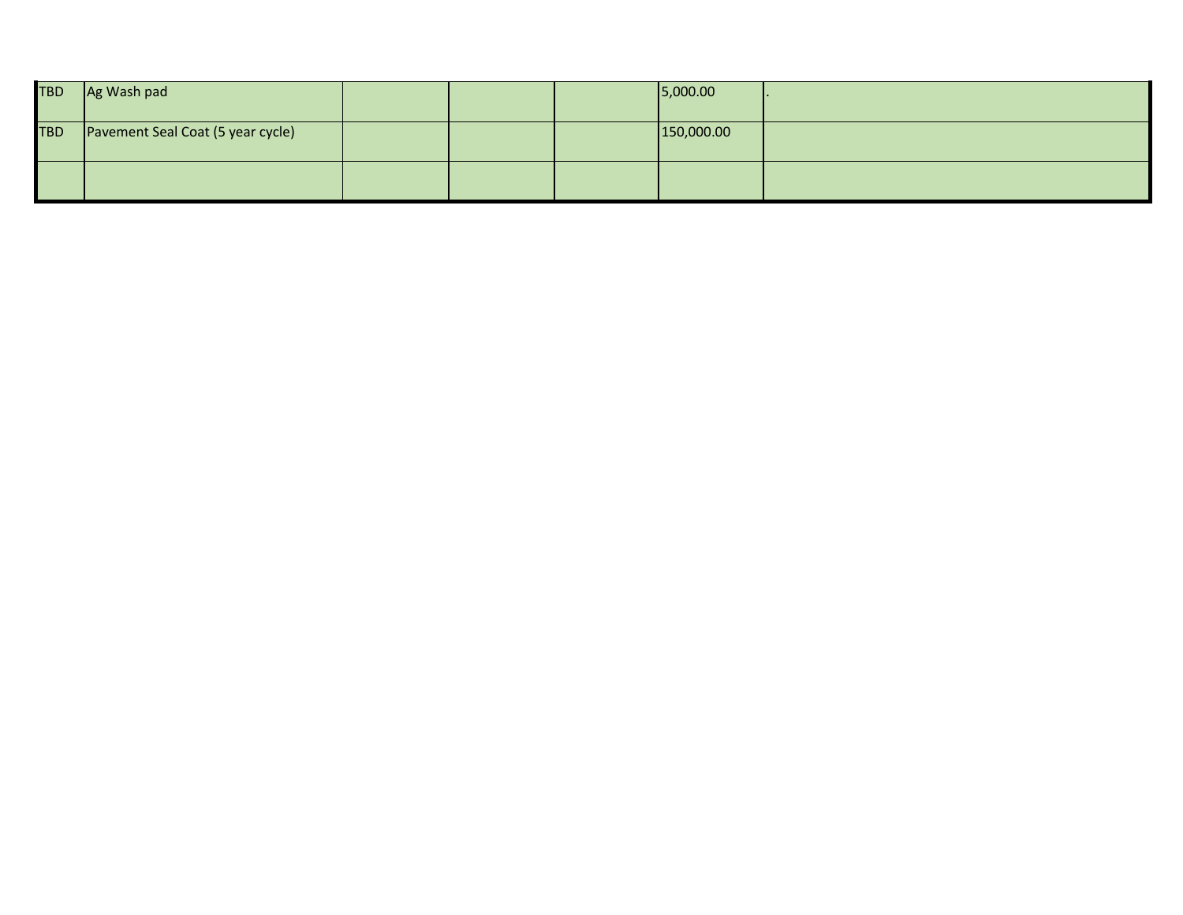| | | | | | | |
|---|---|---|---|---|---|---|
| TBD | Ag Wash pad | | | | 5,000.00 | . |
| TBD | Pavement Seal Coat (5 year cycle) | | | | 150,000.00 | |
| | | | | | | |